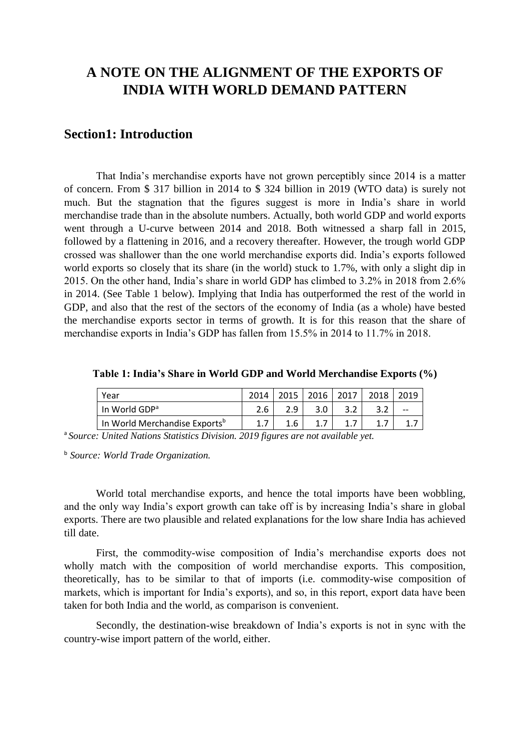# A NOTE ON THE ALIGNMENT OF THE EXPORTS OF INDIA WITH WORLD DEMAND PATTERN

## Section1: Introduction

That India's merchandise exports have not grown perceptibly since 2014 is a matter of concern. From $ 317 billion in 2014 to $ 324 billion in 2019 (WTO data) is surely not much. But the stagnation that the figures suggest is more in India's share in world merchandise trade than in the absolute numbers. Actually, both world GDP and world exports went through a U-curve between 2014 and 2018. Both witnessed a sharp fall in 2015, followed by a flattening in 2016, and a recovery thereafter. However, the trough world GDP crossed was shallower than the one world merchandise exports did. India's exports followed world exports so closely that its share (in the world) stuck to 1.7%, with only a slight dip in 2015. On the other hand, India's share in world GDP has climbed to 3.2% in 2018 from 2.6% in 2014. (See Table 1 below). Implying that India has outperformed the rest of the world in GDP, and also that the rest of the sectors of the economy of India (as a whole) have bested the merchandise exports sector in terms of growth. It is for this reason that the share of merchandise exports in India's GDP has fallen from 15.5% in 2014 to 11.7% in 2018.

**Table 1: India's Share in World GDP and World Merchandise Exports (%)**

| Year | 2014 | 2015 | 2016 | 2017 | 2018 | 2019 |
|---|---|---|---|---|---|---|
| In World GDP[a] | 2.6 | 2.9 | 3.0 | 3.2 | 3.2 | -- |
| In World Merchandise Exports[b] | 1.7 | 1.6 | 1.7 | 1.7 | 1.7 | 1.7 |

[a] *Source: United Nations Statistics Division. 2019 figures are not available yet.*

[b] *Source: World Trade Organization.*

World total merchandise exports, and hence the total imports have been wobbling, and the only way India's export growth can take off is by increasing India's share in global exports. There are two plausible and related explanations for the low share India has achieved till date.

First, the commodity-wise composition of India's merchandise exports does not wholly match with the composition of world merchandise exports. This composition, theoretically, has to be similar to that of imports (i.e. commodity-wise composition of markets, which is important for India's exports), and so, in this report, export data have been taken for both India and the world, as comparison is convenient.

Secondly, the destination-wise breakdown of India's exports is not in sync with the country-wise import pattern of the world, either.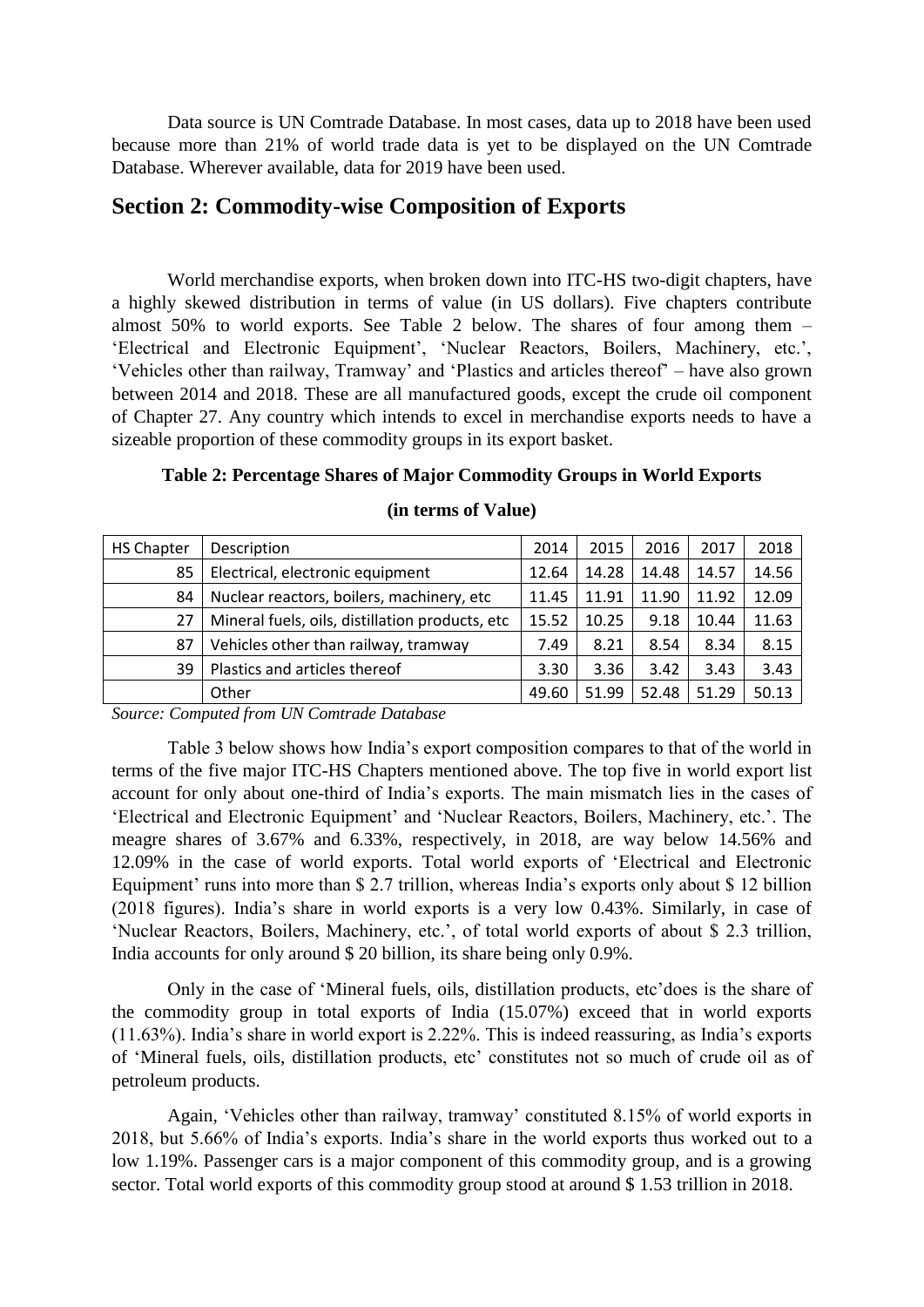Data source is UN Comtrade Database. In most cases, data up to 2018 have been used because more than 21% of world trade data is yet to be displayed on the UN Comtrade Database. Wherever available, data for 2019 have been used.

## Section 2: Commodity-wise Composition of Exports

World merchandise exports, when broken down into ITC-HS two-digit chapters, have a highly skewed distribution in terms of value (in US dollars). Five chapters contribute almost 50% to world exports. See Table 2 below. The shares of four among them – 'Electrical and Electronic Equipment', 'Nuclear Reactors, Boilers, Machinery, etc.', 'Vehicles other than railway, Tramway' and 'Plastics and articles thereof' – have also grown between 2014 and 2018. These are all manufactured goods, except the crude oil component of Chapter 27. Any country which intends to excel in merchandise exports needs to have a sizeable proportion of these commodity groups in its export basket.

**Table 2: Percentage Shares of Major Commodity Groups in World Exports**

**(in terms of Value)**

| HS Chapter | Description | 2014 | 2015 | 2016 | 2017 | 2018 |
|---|---|---|---|---|---|---|
| 85 | Electrical, electronic equipment | 12.64 | 14.28 | 14.48 | 14.57 | 14.56 |
| 84 | Nuclear reactors, boilers, machinery, etc | 11.45 | 11.91 | 11.90 | 11.92 | 12.09 |
| 27 | Mineral fuels, oils, distillation products, etc | 15.52 | 10.25 | 9.18 | 10.44 | 11.63 |
| 87 | Vehicles other than railway, tramway | 7.49 | 8.21 | 8.54 | 8.34 | 8.15 |
| 39 | Plastics and articles thereof | 3.30 | 3.36 | 3.42 | 3.43 | 3.43 |
| | Other | 49.60 | 51.99 | 52.48 | 51.29 | 50.13 |

*Source: Computed from UN Comtrade Database*

Table 3 below shows how India's export composition compares to that of the world in terms of the five major ITC-HS Chapters mentioned above. The top five in world export list account for only about one-third of India's exports. The main mismatch lies in the cases of 'Electrical and Electronic Equipment' and 'Nuclear Reactors, Boilers, Machinery, etc.'. The meagre shares of 3.67% and 6.33%, respectively, in 2018, are way below 14.56% and 12.09% in the case of world exports. Total world exports of 'Electrical and Electronic Equipment' runs into more than $ 2.7 trillion, whereas India's exports only about $ 12 billion (2018 figures). India's share in world exports is a very low 0.43%. Similarly, in case of 'Nuclear Reactors, Boilers, Machinery, etc.', of total world exports of about $ 2.3 trillion, India accounts for only around $ 20 billion, its share being only 0.9%.

Only in the case of 'Mineral fuels, oils, distillation products, etc'does is the share of the commodity group in total exports of India (15.07%) exceed that in world exports (11.63%). India's share in world export is 2.22%. This is indeed reassuring, as India's exports of 'Mineral fuels, oils, distillation products, etc' constitutes not so much of crude oil as of petroleum products.

Again, 'Vehicles other than railway, tramway' constituted 8.15% of world exports in 2018, but 5.66% of India's exports. India's share in the world exports thus worked out to a low 1.19%. Passenger cars is a major component of this commodity group, and is a growing sector. Total world exports of this commodity group stood at around $ 1.53 trillion in 2018.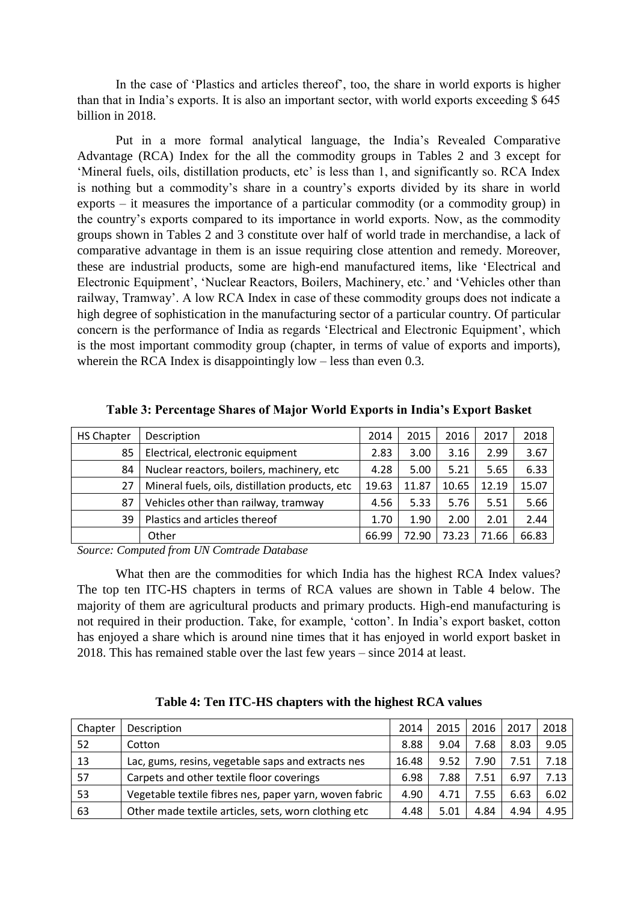In the case of 'Plastics and articles thereof', too, the share in world exports is higher than that in India's exports. It is also an important sector, with world exports exceeding $ 645 billion in 2018.

Put in a more formal analytical language, the India's Revealed Comparative Advantage (RCA) Index for the all the commodity groups in Tables 2 and 3 except for 'Mineral fuels, oils, distillation products, etc' is less than 1, and significantly so. RCA Index is nothing but a commodity's share in a country's exports divided by its share in world exports – it measures the importance of a particular commodity (or a commodity group) in the country's exports compared to its importance in world exports. Now, as the commodity groups shown in Tables 2 and 3 constitute over half of world trade in merchandise, a lack of comparative advantage in them is an issue requiring close attention and remedy. Moreover, these are industrial products, some are high-end manufactured items, like 'Electrical and Electronic Equipment', 'Nuclear Reactors, Boilers, Machinery, etc.' and 'Vehicles other than railway, Tramway'. A low RCA Index in case of these commodity groups does not indicate a high degree of sophistication in the manufacturing sector of a particular country. Of particular concern is the performance of India as regards 'Electrical and Electronic Equipment', which is the most important commodity group (chapter, in terms of value of exports and imports), wherein the RCA Index is disappointingly low – less than even 0.3.

**Table 3: Percentage Shares of Major World Exports in India's Export Basket**

| HS Chapter | Description | 2014 | 2015 | 2016 | 2017 | 2018 |
|---|---|---|---|---|---|---|
| 85 | Electrical, electronic equipment | 2.83 | 3.00 | 3.16 | 2.99 | 3.67 |
| 84 | Nuclear reactors, boilers, machinery, etc | 4.28 | 5.00 | 5.21 | 5.65 | 6.33 |
| 27 | Mineral fuels, oils, distillation products, etc | 19.63 | 11.87 | 10.65 | 12.19 | 15.07 |
| 87 | Vehicles other than railway, tramway | 4.56 | 5.33 | 5.76 | 5.51 | 5.66 |
| 39 | Plastics and articles thereof | 1.70 | 1.90 | 2.00 | 2.01 | 2.44 |
| | Other | 66.99 | 72.90 | 73.23 | 71.66 | 66.83 |

*Source: Computed from UN Comtrade Database*

What then are the commodities for which India has the highest RCA Index values? The top ten ITC-HS chapters in terms of RCA values are shown in Table 4 below. The majority of them are agricultural products and primary products. High-end manufacturing is not required in their production. Take, for example, 'cotton'. In India's export basket, cotton has enjoyed a share which is around nine times that it has enjoyed in world export basket in 2018. This has remained stable over the last few years – since 2014 at least.

**Table 4: Ten ITC-HS chapters with the highest RCA values**

| Chapter | Description | 2014 | 2015 | 2016 | 2017 | 2018 |
|---|---|---|---|---|---|---|
| 52 | Cotton | 8.88 | 9.04 | 7.68 | 8.03 | 9.05 |
| 13 | Lac, gums, resins, vegetable saps and extracts nes | 16.48 | 9.52 | 7.90 | 7.51 | 7.18 |
| 57 | Carpets and other textile floor coverings | 6.98 | 7.88 | 7.51 | 6.97 | 7.13 |
| 53 | Vegetable textile fibres nes, paper yarn, woven fabric | 4.90 | 4.71 | 7.55 | 6.63 | 6.02 |
| 63 | Other made textile articles, sets, worn clothing etc | 4.48 | 5.01 | 4.84 | 4.94 | 4.95 |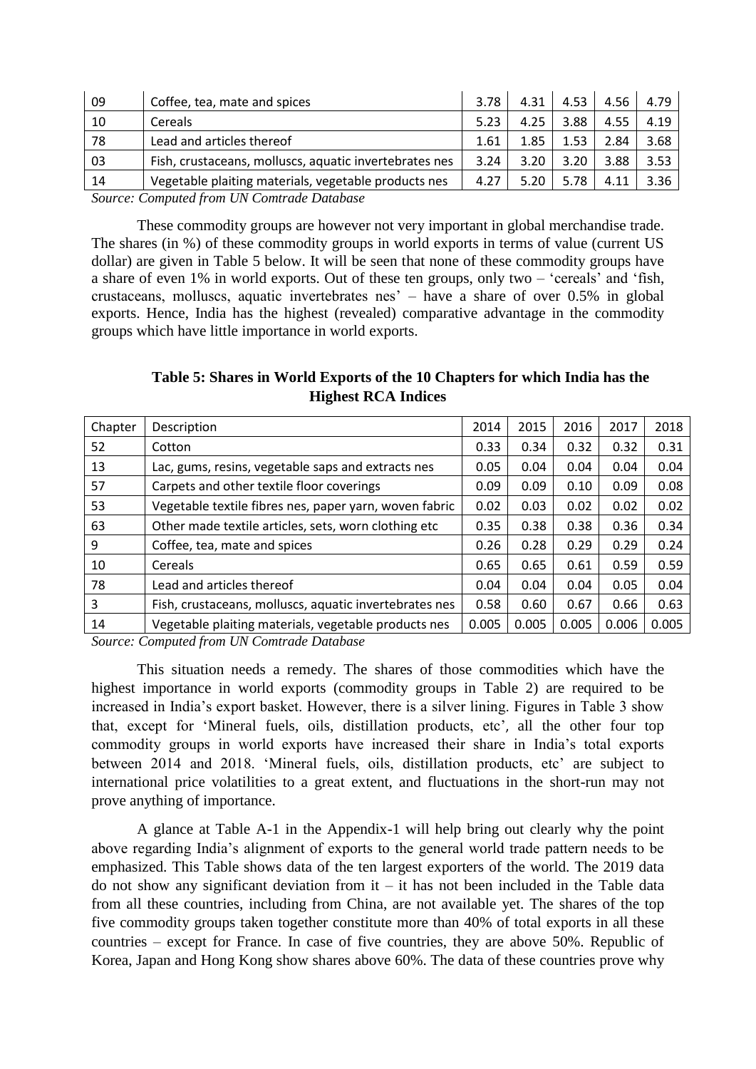| | | | | | | |
|---|---|---|---|---|---|---|
| 09 | Coffee, tea, mate and spices | 3.78 | 4.31 | 4.53 | 4.56 | 4.79 |
| 10 | Cereals | 5.23 | 4.25 | 3.88 | 4.55 | 4.19 |
| 78 | Lead and articles thereof | 1.61 | 1.85 | 1.53 | 2.84 | 3.68 |
| 03 | Fish, crustaceans, molluscs, aquatic invertebrates nes | 3.24 | 3.20 | 3.20 | 3.88 | 3.53 |
| 14 | Vegetable plaiting materials, vegetable products nes | 4.27 | 5.20 | 5.78 | 4.11 | 3.36 |

*Source: Computed from UN Comtrade Database*

These commodity groups are however not very important in global merchandise trade. The shares (in %) of these commodity groups in world exports in terms of value (current US dollar) are given in Table 5 below. It will be seen that none of these commodity groups have a share of even 1% in world exports. Out of these ten groups, only two – 'cereals' and 'fish, crustaceans, molluscs, aquatic invertebrates nes' – have a share of over 0.5% in global exports. Hence, India has the highest (revealed) comparative advantage in the commodity groups which have little importance in world exports.

**Table 5: Shares in World Exports of the 10 Chapters for which India has the Highest RCA Indices**

| Chapter | Description | 2014 | 2015 | 2016 | 2017 | 2018 |
|---|---|---|---|---|---|---|
| 52 | Cotton | 0.33 | 0.34 | 0.32 | 0.32 | 0.31 |
| 13 | Lac, gums, resins, vegetable saps and extracts nes | 0.05 | 0.04 | 0.04 | 0.04 | 0.04 |
| 57 | Carpets and other textile floor coverings | 0.09 | 0.09 | 0.10 | 0.09 | 0.08 |
| 53 | Vegetable textile fibres nes, paper yarn, woven fabric | 0.02 | 0.03 | 0.02 | 0.02 | 0.02 |
| 63 | Other made textile articles, sets, worn clothing etc | 0.35 | 0.38 | 0.38 | 0.36 | 0.34 |
| 9 | Coffee, tea, mate and spices | 0.26 | 0.28 | 0.29 | 0.29 | 0.24 |
| 10 | Cereals | 0.65 | 0.65 | 0.61 | 0.59 | 0.59 |
| 78 | Lead and articles thereof | 0.04 | 0.04 | 0.04 | 0.05 | 0.04 |
| 3 | Fish, crustaceans, molluscs, aquatic invertebrates nes | 0.58 | 0.60 | 0.67 | 0.66 | 0.63 |
| 14 | Vegetable plaiting materials, vegetable products nes | 0.005 | 0.005 | 0.005 | 0.006 | 0.005 |

*Source: Computed from UN Comtrade Database*

This situation needs a remedy. The shares of those commodities which have the highest importance in world exports (commodity groups in Table 2) are required to be increased in India's export basket. However, there is a silver lining. Figures in Table 3 show that, except for 'Mineral fuels, oils, distillation products, etc', all the other four top commodity groups in world exports have increased their share in India's total exports between 2014 and 2018. 'Mineral fuels, oils, distillation products, etc' are subject to international price volatilities to a great extent, and fluctuations in the short-run may not prove anything of importance.

A glance at Table A-1 in the Appendix-1 will help bring out clearly why the point above regarding India's alignment of exports to the general world trade pattern needs to be emphasized. This Table shows data of the ten largest exporters of the world. The 2019 data do not show any significant deviation from it – it has not been included in the Table data from all these countries, including from China, are not available yet. The shares of the top five commodity groups taken together constitute more than 40% of total exports in all these countries – except for France. In case of five countries, they are above 50%. Republic of Korea, Japan and Hong Kong show shares above 60%. The data of these countries prove why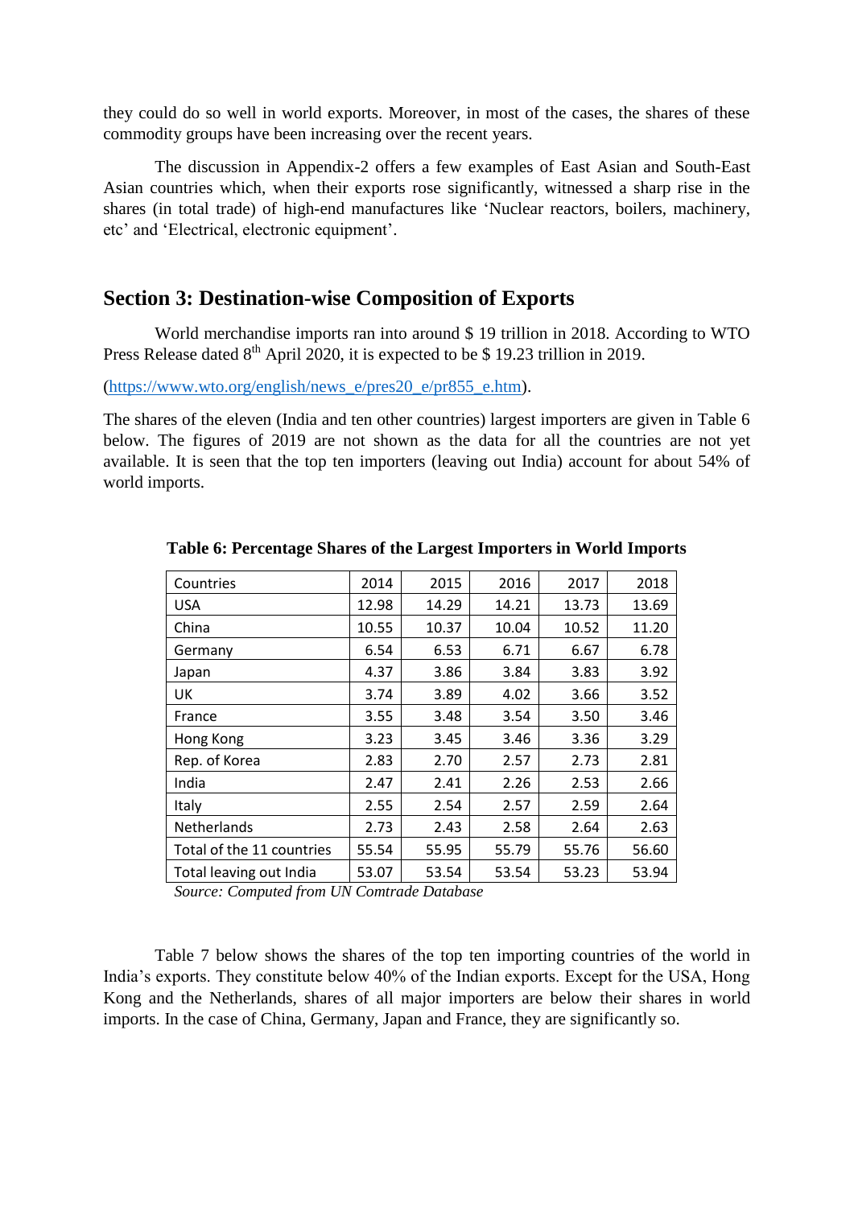they could do so well in world exports. Moreover, in most of the cases, the shares of these commodity groups have been increasing over the recent years.

The discussion in Appendix-2 offers a few examples of East Asian and South-East Asian countries which, when their exports rose significantly, witnessed a sharp rise in the shares (in total trade) of high-end manufactures like 'Nuclear reactors, boilers, machinery, etc' and 'Electrical, electronic equipment'.

## Section 3: Destination-wise Composition of Exports

World merchandise imports ran into around \$ 19 trillion in 2018. According to WTO Press Release dated 8th April 2020, it is expected to be \$ 19.23 trillion in 2019.

(https://www.wto.org/english/news_e/pres20_e/pr855_e.htm).

The shares of the eleven (India and ten other countries) largest importers are given in Table 6 below. The figures of 2019 are not shown as the data for all the countries are not yet available. It is seen that the top ten importers (leaving out India) account for about 54% of world imports.

**Table 6: Percentage Shares of the Largest Importers in World Imports**

| Countries | 2014 | 2015 | 2016 | 2017 | 2018 |
|---|---|---|---|---|---|
| USA | 12.98 | 14.29 | 14.21 | 13.73 | 13.69 |
| China | 10.55 | 10.37 | 10.04 | 10.52 | 11.20 |
| Germany | 6.54 | 6.53 | 6.71 | 6.67 | 6.78 |
| Japan | 4.37 | 3.86 | 3.84 | 3.83 | 3.92 |
| UK | 3.74 | 3.89 | 4.02 | 3.66 | 3.52 |
| France | 3.55 | 3.48 | 3.54 | 3.50 | 3.46 |
| Hong Kong | 3.23 | 3.45 | 3.46 | 3.36 | 3.29 |
| Rep. of Korea | 2.83 | 2.70 | 2.57 | 2.73 | 2.81 |
| India | 2.47 | 2.41 | 2.26 | 2.53 | 2.66 |
| Italy | 2.55 | 2.54 | 2.57 | 2.59 | 2.64 |
| Netherlands | 2.73 | 2.43 | 2.58 | 2.64 | 2.63 |
| Total of the 11 countries | 55.54 | 55.95 | 55.79 | 55.76 | 56.60 |
| Total leaving out India | 53.07 | 53.54 | 53.54 | 53.23 | 53.94 |

*Source: Computed from UN Comtrade Database*

Table 7 below shows the shares of the top ten importing countries of the world in India's exports. They constitute below 40% of the Indian exports. Except for the USA, Hong Kong and the Netherlands, shares of all major importers are below their shares in world imports. In the case of China, Germany, Japan and France, they are significantly so.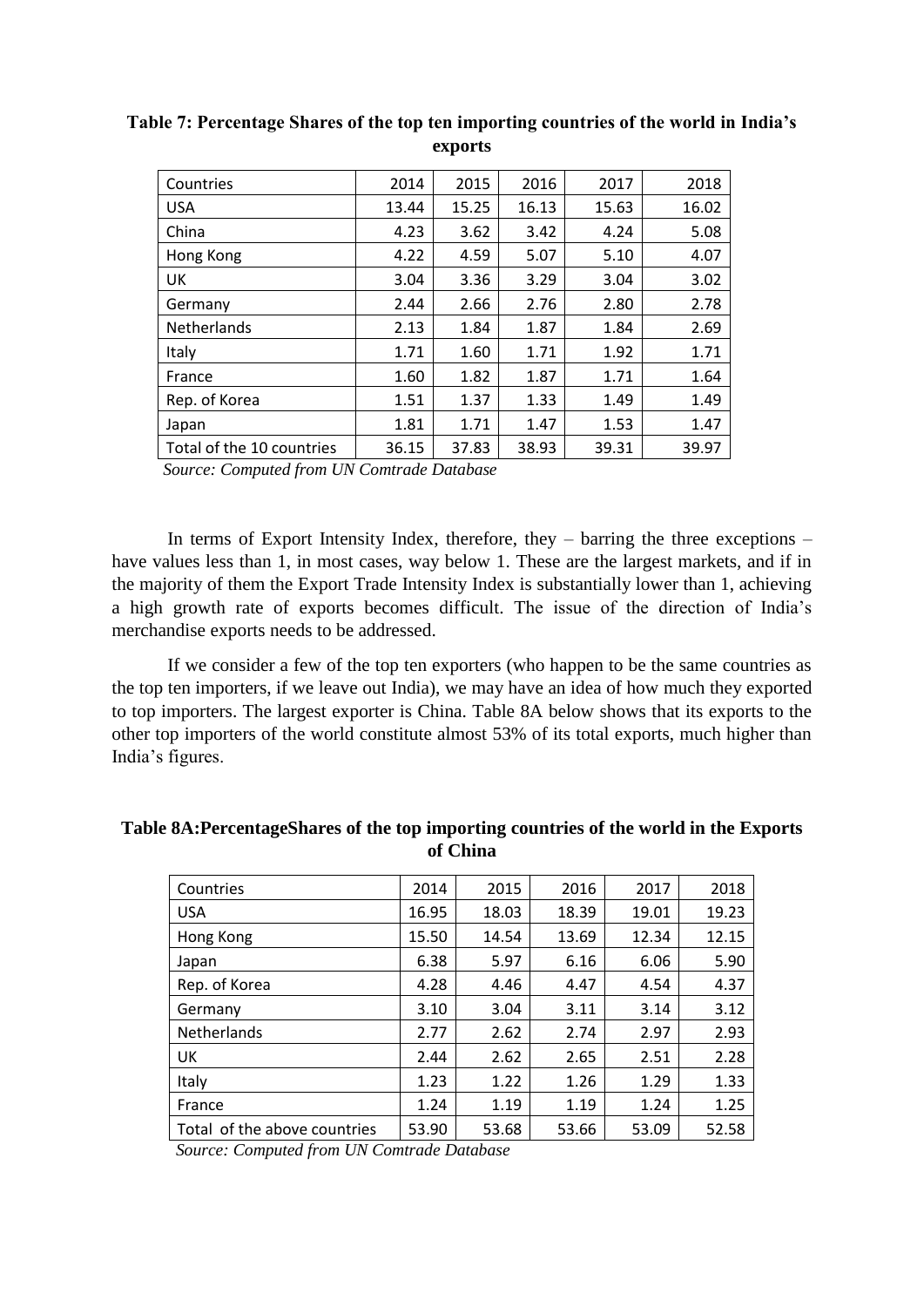**Table 7: Percentage Shares of the top ten importing countries of the world in India's exports**

| Countries | 2014 | 2015 | 2016 | 2017 | 2018 |
|---|---|---|---|---|---|
| USA | 13.44 | 15.25 | 16.13 | 15.63 | 16.02 |
| China | 4.23 | 3.62 | 3.42 | 4.24 | 5.08 |
| Hong Kong | 4.22 | 4.59 | 5.07 | 5.10 | 4.07 |
| UK | 3.04 | 3.36 | 3.29 | 3.04 | 3.02 |
| Germany | 2.44 | 2.66 | 2.76 | 2.80 | 2.78 |
| Netherlands | 2.13 | 1.84 | 1.87 | 1.84 | 2.69 |
| Italy | 1.71 | 1.60 | 1.71 | 1.92 | 1.71 |
| France | 1.60 | 1.82 | 1.87 | 1.71 | 1.64 |
| Rep. of Korea | 1.51 | 1.37 | 1.33 | 1.49 | 1.49 |
| Japan | 1.81 | 1.71 | 1.47 | 1.53 | 1.47 |
| Total of the 10 countries | 36.15 | 37.83 | 38.93 | 39.31 | 39.97 |

*Source: Computed from UN Comtrade Database*

In terms of Export Intensity Index, therefore, they – barring the three exceptions – have values less than 1, in most cases, way below 1. These are the largest markets, and if in the majority of them the Export Trade Intensity Index is substantially lower than 1, achieving a high growth rate of exports becomes difficult. The issue of the direction of India's merchandise exports needs to be addressed.

If we consider a few of the top ten exporters (who happen to be the same countries as the top ten importers, if we leave out India), we may have an idea of how much they exported to top importers. The largest exporter is China. Table 8A below shows that its exports to the other top importers of the world constitute almost 53% of its total exports, much higher than India's figures.

**Table 8A:PercentageShares of the top importing countries of the world in the Exports of China**

| Countries | 2014 | 2015 | 2016 | 2017 | 2018 |
|---|---|---|---|---|---|
| USA | 16.95 | 18.03 | 18.39 | 19.01 | 19.23 |
| Hong Kong | 15.50 | 14.54 | 13.69 | 12.34 | 12.15 |
| Japan | 6.38 | 5.97 | 6.16 | 6.06 | 5.90 |
| Rep. of Korea | 4.28 | 4.46 | 4.47 | 4.54 | 4.37 |
| Germany | 3.10 | 3.04 | 3.11 | 3.14 | 3.12 |
| Netherlands | 2.77 | 2.62 | 2.74 | 2.97 | 2.93 |
| UK | 2.44 | 2.62 | 2.65 | 2.51 | 2.28 |
| Italy | 1.23 | 1.22 | 1.26 | 1.29 | 1.33 |
| France | 1.24 | 1.19 | 1.19 | 1.24 | 1.25 |
| Total of the above countries | 53.90 | 53.68 | 53.66 | 53.09 | 52.58 |

*Source: Computed from UN Comtrade Database*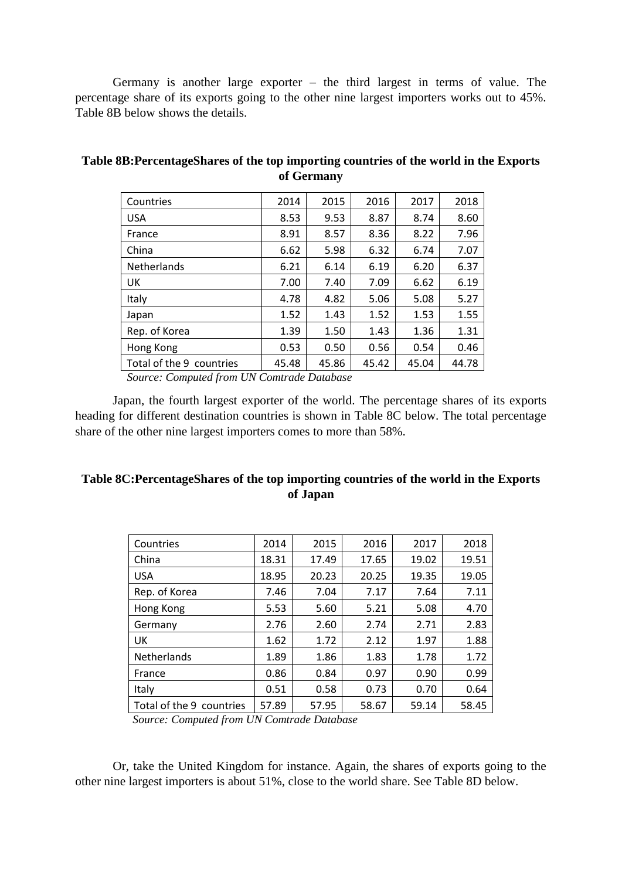Germany is another large exporter – the third largest in terms of value. The percentage share of its exports going to the other nine largest importers works out to 45%. Table 8B below shows the details.

**Table 8B:PercentageShares of the top importing countries of the world in the Exports of Germany**

| Countries | 2014 | 2015 | 2016 | 2017 | 2018 |
|---|---|---|---|---|---|
| USA | 8.53 | 9.53 | 8.87 | 8.74 | 8.60 |
| France | 8.91 | 8.57 | 8.36 | 8.22 | 7.96 |
| China | 6.62 | 5.98 | 6.32 | 6.74 | 7.07 |
| Netherlands | 6.21 | 6.14 | 6.19 | 6.20 | 6.37 |
| UK | 7.00 | 7.40 | 7.09 | 6.62 | 6.19 |
| Italy | 4.78 | 4.82 | 5.06 | 5.08 | 5.27 |
| Japan | 1.52 | 1.43 | 1.52 | 1.53 | 1.55 |
| Rep. of Korea | 1.39 | 1.50 | 1.43 | 1.36 | 1.31 |
| Hong Kong | 0.53 | 0.50 | 0.56 | 0.54 | 0.46 |
| Total of the 9 countries | 45.48 | 45.86 | 45.42 | 45.04 | 44.78 |

*Source: Computed from UN Comtrade Database*

Japan, the fourth largest exporter of the world. The percentage shares of its exports heading for different destination countries is shown in Table 8C below. The total percentage share of the other nine largest importers comes to more than 58%.

**Table 8C:PercentageShares of the top importing countries of the world in the Exports of Japan**

| Countries | 2014 | 2015 | 2016 | 2017 | 2018 |
|---|---|---|---|---|---|
| China | 18.31 | 17.49 | 17.65 | 19.02 | 19.51 |
| USA | 18.95 | 20.23 | 20.25 | 19.35 | 19.05 |
| Rep. of Korea | 7.46 | 7.04 | 7.17 | 7.64 | 7.11 |
| Hong Kong | 5.53 | 5.60 | 5.21 | 5.08 | 4.70 |
| Germany | 2.76 | 2.60 | 2.74 | 2.71 | 2.83 |
| UK | 1.62 | 1.72 | 2.12 | 1.97 | 1.88 |
| Netherlands | 1.89 | 1.86 | 1.83 | 1.78 | 1.72 |
| France | 0.86 | 0.84 | 0.97 | 0.90 | 0.99 |
| Italy | 0.51 | 0.58 | 0.73 | 0.70 | 0.64 |
| Total of the 9 countries | 57.89 | 57.95 | 58.67 | 59.14 | 58.45 |

*Source: Computed from UN Comtrade Database*

Or, take the United Kingdom for instance. Again, the shares of exports going to the other nine largest importers is about 51%, close to the world share. See Table 8D below.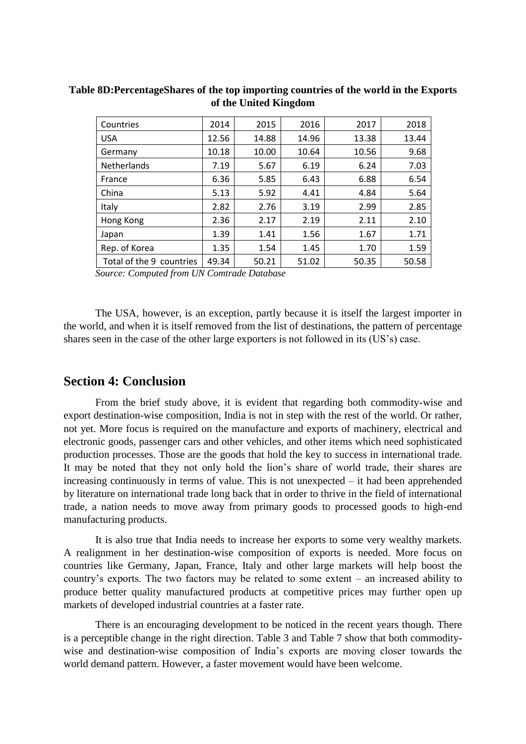**Table 8D:PercentageShares of the top importing countries of the world in the Exports of the United Kingdom**

| Countries | 2014 | 2015 | 2016 | 2017 | 2018 |
|---|---|---|---|---|---|
| USA | 12.56 | 14.88 | 14.96 | 13.38 | 13.44 |
| Germany | 10.18 | 10.00 | 10.64 | 10.56 | 9.68 |
| Netherlands | 7.19 | 5.67 | 6.19 | 6.24 | 7.03 |
| France | 6.36 | 5.85 | 6.43 | 6.88 | 6.54 |
| China | 5.13 | 5.92 | 4.41 | 4.84 | 5.64 |
| Italy | 2.82 | 2.76 | 3.19 | 2.99 | 2.85 |
| Hong Kong | 2.36 | 2.17 | 2.19 | 2.11 | 2.10 |
| Japan | 1.39 | 1.41 | 1.56 | 1.67 | 1.71 |
| Rep. of Korea | 1.35 | 1.54 | 1.45 | 1.70 | 1.59 |
| Total of the 9 countries | 49.34 | 50.21 | 51.02 | 50.35 | 50.58 |

*Source: Computed from UN Comtrade Database*

The USA, however, is an exception, partly because it is itself the largest importer in the world, and when it is itself removed from the list of destinations, the pattern of percentage shares seen in the case of the other large exporters is not followed in its (US's) case.

## Section 4: Conclusion

From the brief study above, it is evident that regarding both commodity-wise and export destination-wise composition, India is not in step with the rest of the world. Or rather, not yet. More focus is required on the manufacture and exports of machinery, electrical and electronic goods, passenger cars and other vehicles, and other items which need sophisticated production processes. Those are the goods that hold the key to success in international trade. It may be noted that they not only hold the lion's share of world trade, their shares are increasing continuously in terms of value. This is not unexpected – it had been apprehended by literature on international trade long back that in order to thrive in the field of international trade, a nation needs to move away from primary goods to processed goods to high-end manufacturing products.

It is also true that India needs to increase her exports to some very wealthy markets. A realignment in her destination-wise composition of exports is needed. More focus on countries like Germany, Japan, France, Italy and other large markets will help boost the country's exports. The two factors may be related to some extent – an increased ability to produce better quality manufactured products at competitive prices may further open up markets of developed industrial countries at a faster rate.

There is an encouraging development to be noticed in the recent years though. There is a perceptible change in the right direction. Table 3 and Table 7 show that both commodity-wise and destination-wise composition of India's exports are moving closer towards the world demand pattern. However, a faster movement would have been welcome.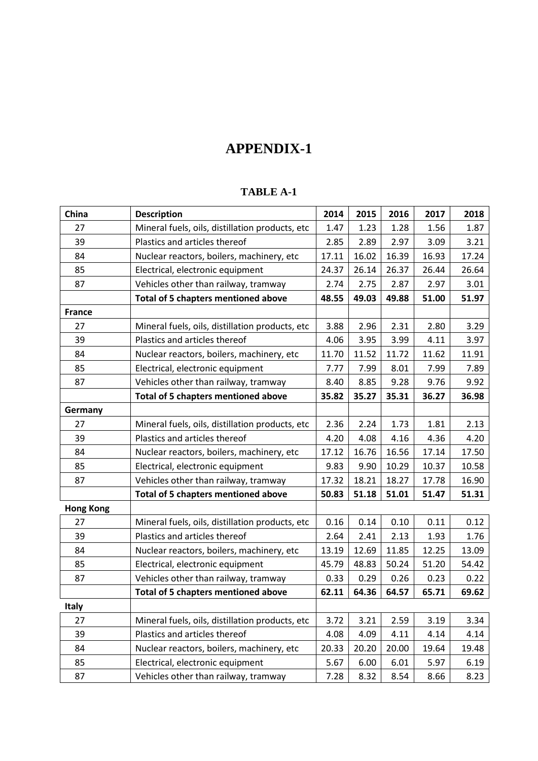# APPENDIX-1

### TABLE A-1

| China | Description | 2014 | 2015 | 2016 | 2017 | 2018 |
|---|---|---|---|---|---|---|
| 27 | Mineral fuels, oils, distillation products, etc | 1.47 | 1.23 | 1.28 | 1.56 | 1.87 |
| 39 | Plastics and articles thereof | 2.85 | 2.89 | 2.97 | 3.09 | 3.21 |
| 84 | Nuclear reactors, boilers, machinery, etc | 17.11 | 16.02 | 16.39 | 16.93 | 17.24 |
| 85 | Electrical, electronic equipment | 24.37 | 26.14 | 26.37 | 26.44 | 26.64 |
| 87 | Vehicles other than railway, tramway | 2.74 | 2.75 | 2.87 | 2.97 | 3.01 |
| | **Total of 5 chapters mentioned above** | **48.55** | **49.03** | **49.88** | **51.00** | **51.97** |
| **France** | | | | | | |
| 27 | Mineral fuels, oils, distillation products, etc | 3.88 | 2.96 | 2.31 | 2.80 | 3.29 |
| 39 | Plastics and articles thereof | 4.06 | 3.95 | 3.99 | 4.11 | 3.97 |
| 84 | Nuclear reactors, boilers, machinery, etc | 11.70 | 11.52 | 11.72 | 11.62 | 11.91 |
| 85 | Electrical, electronic equipment | 7.77 | 7.99 | 8.01 | 7.99 | 7.89 |
| 87 | Vehicles other than railway, tramway | 8.40 | 8.85 | 9.28 | 9.76 | 9.92 |
| | **Total of 5 chapters mentioned above** | **35.82** | **35.27** | **35.31** | **36.27** | **36.98** |
| **Germany** | | | | | | |
| 27 | Mineral fuels, oils, distillation products, etc | 2.36 | 2.24 | 1.73 | 1.81 | 2.13 |
| 39 | Plastics and articles thereof | 4.20 | 4.08 | 4.16 | 4.36 | 4.20 |
| 84 | Nuclear reactors, boilers, machinery, etc | 17.12 | 16.76 | 16.56 | 17.14 | 17.50 |
| 85 | Electrical, electronic equipment | 9.83 | 9.90 | 10.29 | 10.37 | 10.58 |
| 87 | Vehicles other than railway, tramway | 17.32 | 18.21 | 18.27 | 17.78 | 16.90 |
| | **Total of 5 chapters mentioned above** | **50.83** | **51.18** | **51.01** | **51.47** | **51.31** |
| **Hong Kong** | | | | | | |
| 27 | Mineral fuels, oils, distillation products, etc | 0.16 | 0.14 | 0.10 | 0.11 | 0.12 |
| 39 | Plastics and articles thereof | 2.64 | 2.41 | 2.13 | 1.93 | 1.76 |
| 84 | Nuclear reactors, boilers, machinery, etc | 13.19 | 12.69 | 11.85 | 12.25 | 13.09 |
| 85 | Electrical, electronic equipment | 45.79 | 48.83 | 50.24 | 51.20 | 54.42 |
| 87 | Vehicles other than railway, tramway | 0.33 | 0.29 | 0.26 | 0.23 | 0.22 |
| | **Total of 5 chapters mentioned above** | **62.11** | **64.36** | **64.57** | **65.71** | **69.62** |
| **Italy** | | | | | | |
| 27 | Mineral fuels, oils, distillation products, etc | 3.72 | 3.21 | 2.59 | 3.19 | 3.34 |
| 39 | Plastics and articles thereof | 4.08 | 4.09 | 4.11 | 4.14 | 4.14 |
| 84 | Nuclear reactors, boilers, machinery, etc | 20.33 | 20.20 | 20.00 | 19.64 | 19.48 |
| 85 | Electrical, electronic equipment | 5.67 | 6.00 | 6.01 | 5.97 | 6.19 |
| 87 | Vehicles other than railway, tramway | 7.28 | 8.32 | 8.54 | 8.66 | 8.23 |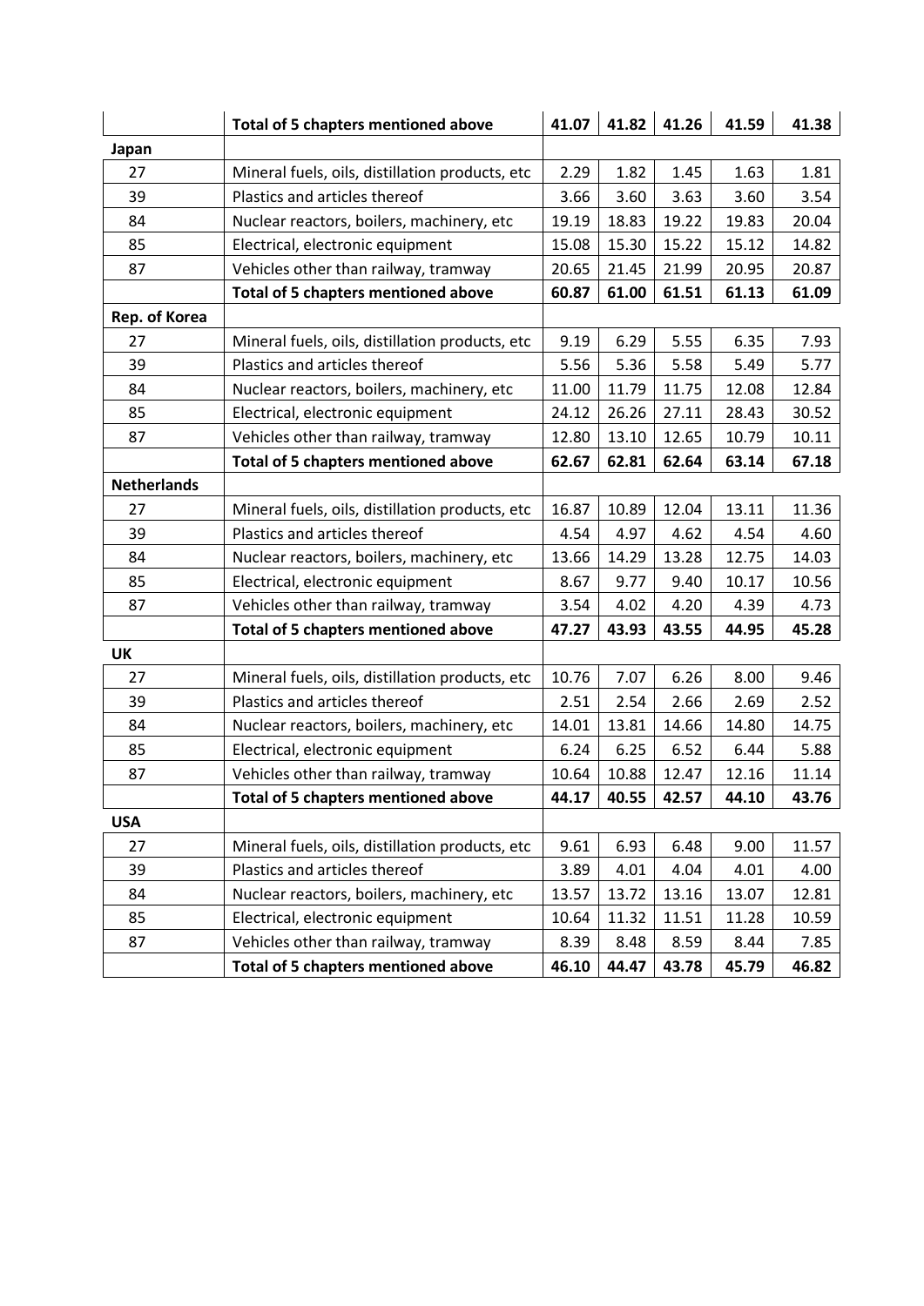| | Total of 5 chapters mentioned above | 41.07 | 41.82 | 41.26 | 41.59 | 41.38 |
|---|---|---|---|---|---|---|
| **Japan** | | | | | | |
| 27 | Mineral fuels, oils, distillation products, etc | 2.29 | 1.82 | 1.45 | 1.63 | 1.81 |
| 39 | Plastics and articles thereof | 3.66 | 3.60 | 3.63 | 3.60 | 3.54 |
| 84 | Nuclear reactors, boilers, machinery, etc | 19.19 | 18.83 | 19.22 | 19.83 | 20.04 |
| 85 | Electrical, electronic equipment | 15.08 | 15.30 | 15.22 | 15.12 | 14.82 |
| 87 | Vehicles other than railway, tramway | 20.65 | 21.45 | 21.99 | 20.95 | 20.87 |
| | **Total of 5 chapters mentioned above** | **60.87** | **61.00** | **61.51** | **61.13** | **61.09** |
| **Rep. of Korea** | | | | | | |
| 27 | Mineral fuels, oils, distillation products, etc | 9.19 | 6.29 | 5.55 | 6.35 | 7.93 |
| 39 | Plastics and articles thereof | 5.56 | 5.36 | 5.58 | 5.49 | 5.77 |
| 84 | Nuclear reactors, boilers, machinery, etc | 11.00 | 11.79 | 11.75 | 12.08 | 12.84 |
| 85 | Electrical, electronic equipment | 24.12 | 26.26 | 27.11 | 28.43 | 30.52 |
| 87 | Vehicles other than railway, tramway | 12.80 | 13.10 | 12.65 | 10.79 | 10.11 |
| | **Total of 5 chapters mentioned above** | **62.67** | **62.81** | **62.64** | **63.14** | **67.18** |
| **Netherlands** | | | | | | |
| 27 | Mineral fuels, oils, distillation products, etc | 16.87 | 10.89 | 12.04 | 13.11 | 11.36 |
| 39 | Plastics and articles thereof | 4.54 | 4.97 | 4.62 | 4.54 | 4.60 |
| 84 | Nuclear reactors, boilers, machinery, etc | 13.66 | 14.29 | 13.28 | 12.75 | 14.03 |
| 85 | Electrical, electronic equipment | 8.67 | 9.77 | 9.40 | 10.17 | 10.56 |
| 87 | Vehicles other than railway, tramway | 3.54 | 4.02 | 4.20 | 4.39 | 4.73 |
| | **Total of 5 chapters mentioned above** | **47.27** | **43.93** | **43.55** | **44.95** | **45.28** |
| **UK** | | | | | | |
| 27 | Mineral fuels, oils, distillation products, etc | 10.76 | 7.07 | 6.26 | 8.00 | 9.46 |
| 39 | Plastics and articles thereof | 2.51 | 2.54 | 2.66 | 2.69 | 2.52 |
| 84 | Nuclear reactors, boilers, machinery, etc | 14.01 | 13.81 | 14.66 | 14.80 | 14.75 |
| 85 | Electrical, electronic equipment | 6.24 | 6.25 | 6.52 | 6.44 | 5.88 |
| 87 | Vehicles other than railway, tramway | 10.64 | 10.88 | 12.47 | 12.16 | 11.14 |
| | **Total of 5 chapters mentioned above** | **44.17** | **40.55** | **42.57** | **44.10** | **43.76** |
| **USA** | | | | | | |
| 27 | Mineral fuels, oils, distillation products, etc | 9.61 | 6.93 | 6.48 | 9.00 | 11.57 |
| 39 | Plastics and articles thereof | 3.89 | 4.01 | 4.04 | 4.01 | 4.00 |
| 84 | Nuclear reactors, boilers, machinery, etc | 13.57 | 13.72 | 13.16 | 13.07 | 12.81 |
| 85 | Electrical, electronic equipment | 10.64 | 11.32 | 11.51 | 11.28 | 10.59 |
| 87 | Vehicles other than railway, tramway | 8.39 | 8.48 | 8.59 | 8.44 | 7.85 |
| | **Total of 5 chapters mentioned above** | **46.10** | **44.47** | **43.78** | **45.79** | **46.82** |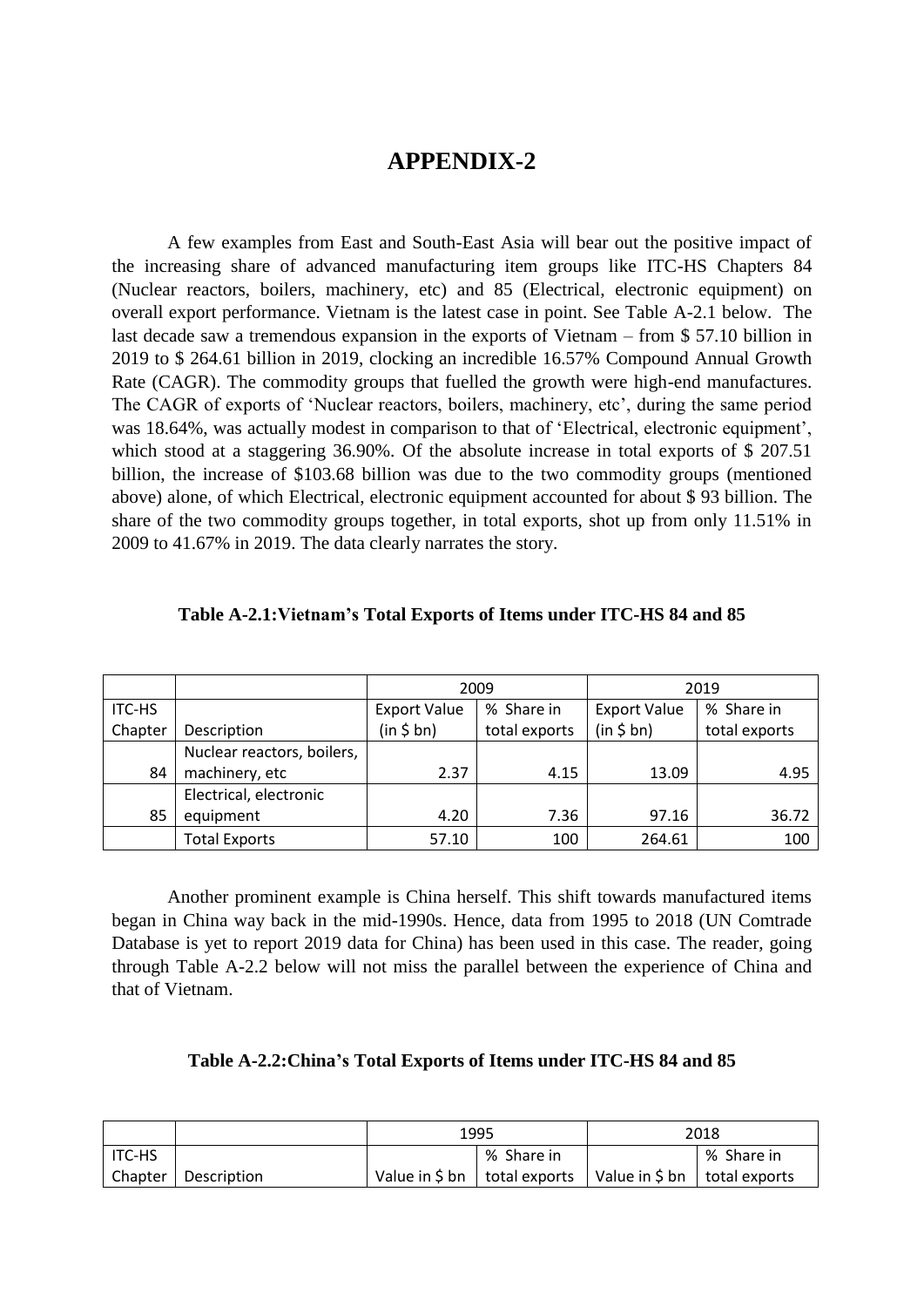# APPENDIX-2

A few examples from East and South-East Asia will bear out the positive impact of the increasing share of advanced manufacturing item groups like ITC-HS Chapters 84 (Nuclear reactors, boilers, machinery, etc) and 85 (Electrical, electronic equipment) on overall export performance. Vietnam is the latest case in point. See Table A-2.1 below. The last decade saw a tremendous expansion in the exports of Vietnam – from $ 57.10 billion in 2019 to $ 264.61 billion in 2019, clocking an incredible 16.57% Compound Annual Growth Rate (CAGR). The commodity groups that fuelled the growth were high-end manufactures. The CAGR of exports of 'Nuclear reactors, boilers, machinery, etc', during the same period was 18.64%, was actually modest in comparison to that of 'Electrical, electronic equipment', which stood at a staggering 36.90%. Of the absolute increase in total exports of $ 207.51 billion, the increase of $103.68 billion was due to the two commodity groups (mentioned above) alone, of which Electrical, electronic equipment accounted for about $ 93 billion. The share of the two commodity groups together, in total exports, shot up from only 11.51% in 2009 to 41.67% in 2019. The data clearly narrates the story.

**Table A-2.1:Vietnam's Total Exports of Items under ITC-HS 84 and 85**

| | | 2009 | | 2019 | |
|---|---|---|---|---|---|
| ITC-HS Chapter | Description | Export Value (in $ bn) | % Share in total exports | Export Value (in $ bn) | % Share in total exports |
| 84 | Nuclear reactors, boilers, machinery, etc | 2.37 | 4.15 | 13.09 | 4.95 |
| 85 | Electrical, electronic equipment | 4.20 | 7.36 | 97.16 | 36.72 |
| | Total Exports | 57.10 | 100 | 264.61 | 100 |

Another prominent example is China herself. This shift towards manufactured items began in China way back in the mid-1990s. Hence, data from 1995 to 2018 (UN Comtrade Database is yet to report 2019 data for China) has been used in this case. The reader, going through Table A-2.2 below will not miss the parallel between the experience of China and that of Vietnam.

**Table A-2.2:China's Total Exports of Items under ITC-HS 84 and 85**

| | | 1995 | | 2018 | |
|---|---|---|---|---|---|
| ITC-HS Chapter | Description | Value in $ bn | % Share in total exports | Value in $ bn | % Share in total exports |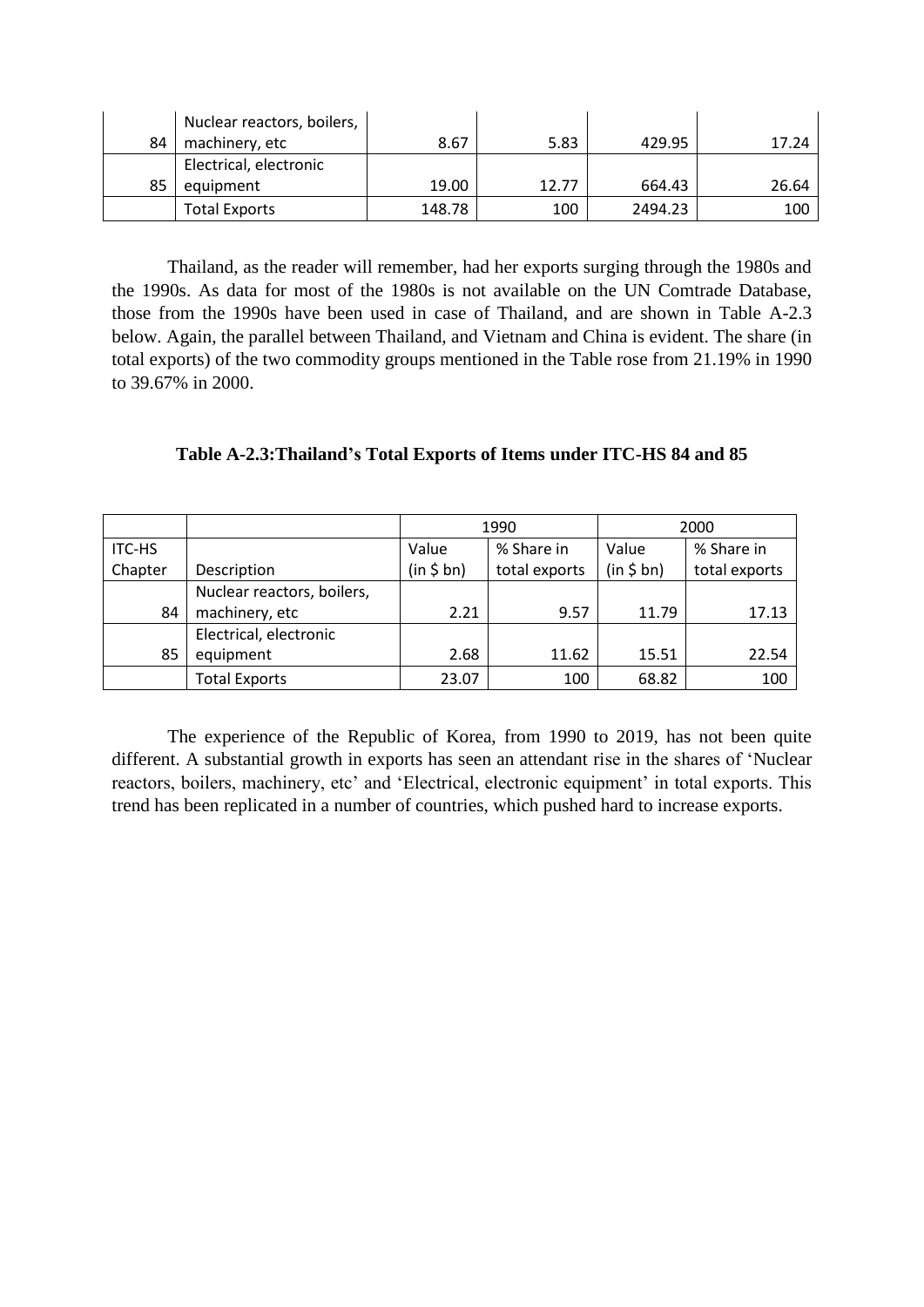| | | | | | |
|---|---|---|---|---|---|
| 84 | Nuclear reactors, boilers, machinery, etc | 8.67 | 5.83 | 429.95 | 17.24 |
| 85 | Electrical, electronic equipment | 19.00 | 12.77 | 664.43 | 26.64 |
| | Total Exports | 148.78 | 100 | 2494.23 | 100 |

Thailand, as the reader will remember, had her exports surging through the 1980s and the 1990s. As data for most of the 1980s is not available on the UN Comtrade Database, those from the 1990s have been used in case of Thailand, and are shown in Table A-2.3 below. Again, the parallel between Thailand, and Vietnam and China is evident. The share (in total exports) of the two commodity groups mentioned in the Table rose from 21.19% in 1990 to 39.67% in 2000.

**Table A-2.3:Thailand's Total Exports of Items under ITC-HS 84 and 85**

| | | 1990 | | 2000 | |
|---|---|---|---|---|---|
| ITC-HS Chapter | Description | Value (in $ bn) | % Share in total exports | Value (in $ bn) | % Share in total exports |
| 84 | Nuclear reactors, boilers, machinery, etc | 2.21 | 9.57 | 11.79 | 17.13 |
| 85 | Electrical, electronic equipment | 2.68 | 11.62 | 15.51 | 22.54 |
| | Total Exports | 23.07 | 100 | 68.82 | 100 |

The experience of the Republic of Korea, from 1990 to 2019, has not been quite different. A substantial growth in exports has seen an attendant rise in the shares of 'Nuclear reactors, boilers, machinery, etc' and 'Electrical, electronic equipment' in total exports. This trend has been replicated in a number of countries, which pushed hard to increase exports.